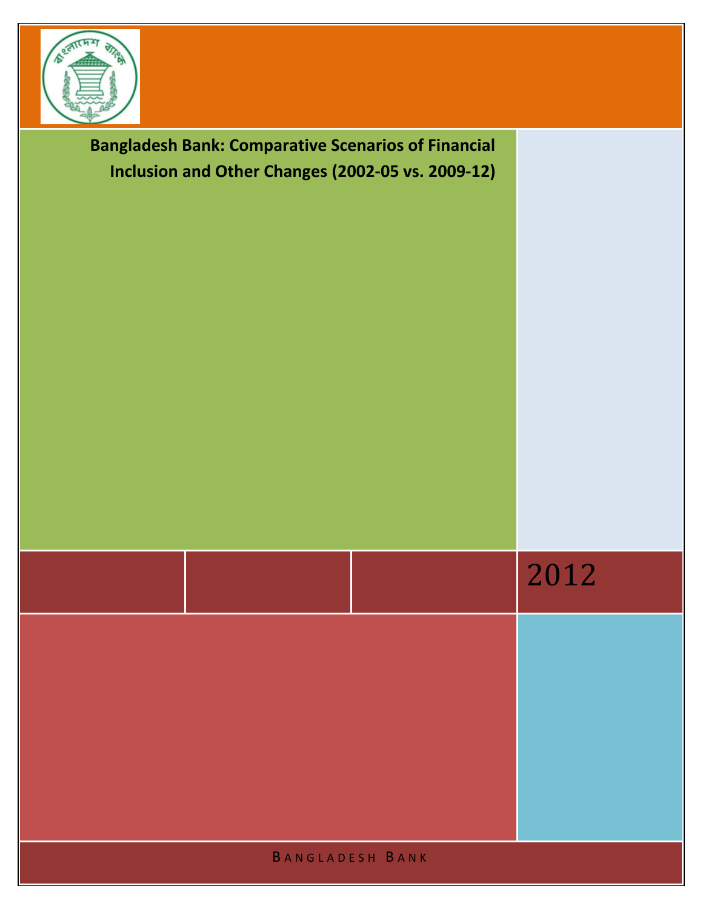# Bangladesh Bank: Comparative Scenarios of Financial Inclusion and Other Changes (2002-05 vs. 2009-12)

2012

BANGLADESH BANK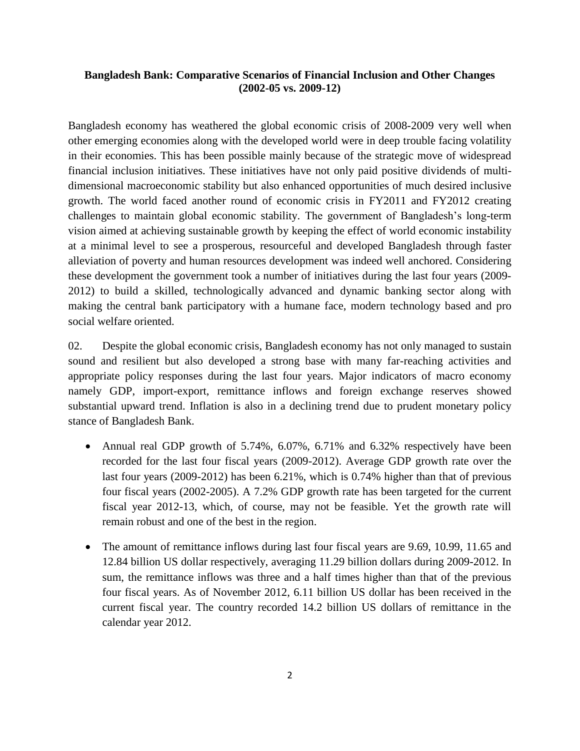**Bangladesh Bank: Comparative Scenarios of Financial Inclusion and Other Changes (2002-05 vs. 2009-12)**

Bangladesh economy has weathered the global economic crisis of 2008-2009 very well when other emerging economies along with the developed world were in deep trouble facing volatility in their economies. This has been possible mainly because of the strategic move of widespread financial inclusion initiatives. These initiatives have not only paid positive dividends of multi-dimensional macroeconomic stability but also enhanced opportunities of much desired inclusive growth. The world faced another round of economic crisis in FY2011 and FY2012 creating challenges to maintain global economic stability. The government of Bangladesh's long-term vision aimed at achieving sustainable growth by keeping the effect of world economic instability at a minimal level to see a prosperous, resourceful and developed Bangladesh through faster alleviation of poverty and human resources development was indeed well anchored. Considering these development the government took a number of initiatives during the last four years (2009-2012) to build a skilled, technologically advanced and dynamic banking sector along with making the central bank participatory with a humane face, modern technology based and pro social welfare oriented.

02. Despite the global economic crisis, Bangladesh economy has not only managed to sustain sound and resilient but also developed a strong base with many far-reaching activities and appropriate policy responses during the last four years. Major indicators of macro economy namely GDP, import-export, remittance inflows and foreign exchange reserves showed substantial upward trend. Inflation is also in a declining trend due to prudent monetary policy stance of Bangladesh Bank.

- Annual real GDP growth of 5.74%, 6.07%, 6.71% and 6.32% respectively have been recorded for the last four fiscal years (2009-2012). Average GDP growth rate over the last four years (2009-2012) has been 6.21%, which is 0.74% higher than that of previous four fiscal years (2002-2005). A 7.2% GDP growth rate has been targeted for the current fiscal year 2012-13, which, of course, may not be feasible. Yet the growth rate will remain robust and one of the best in the region.
- The amount of remittance inflows during last four fiscal years are 9.69, 10.99, 11.65 and 12.84 billion US dollar respectively, averaging 11.29 billion dollars during 2009-2012. In sum, the remittance inflows was three and a half times higher than that of the previous four fiscal years. As of November 2012, 6.11 billion US dollar has been received in the current fiscal year. The country recorded 14.2 billion US dollars of remittance in the calendar year 2012.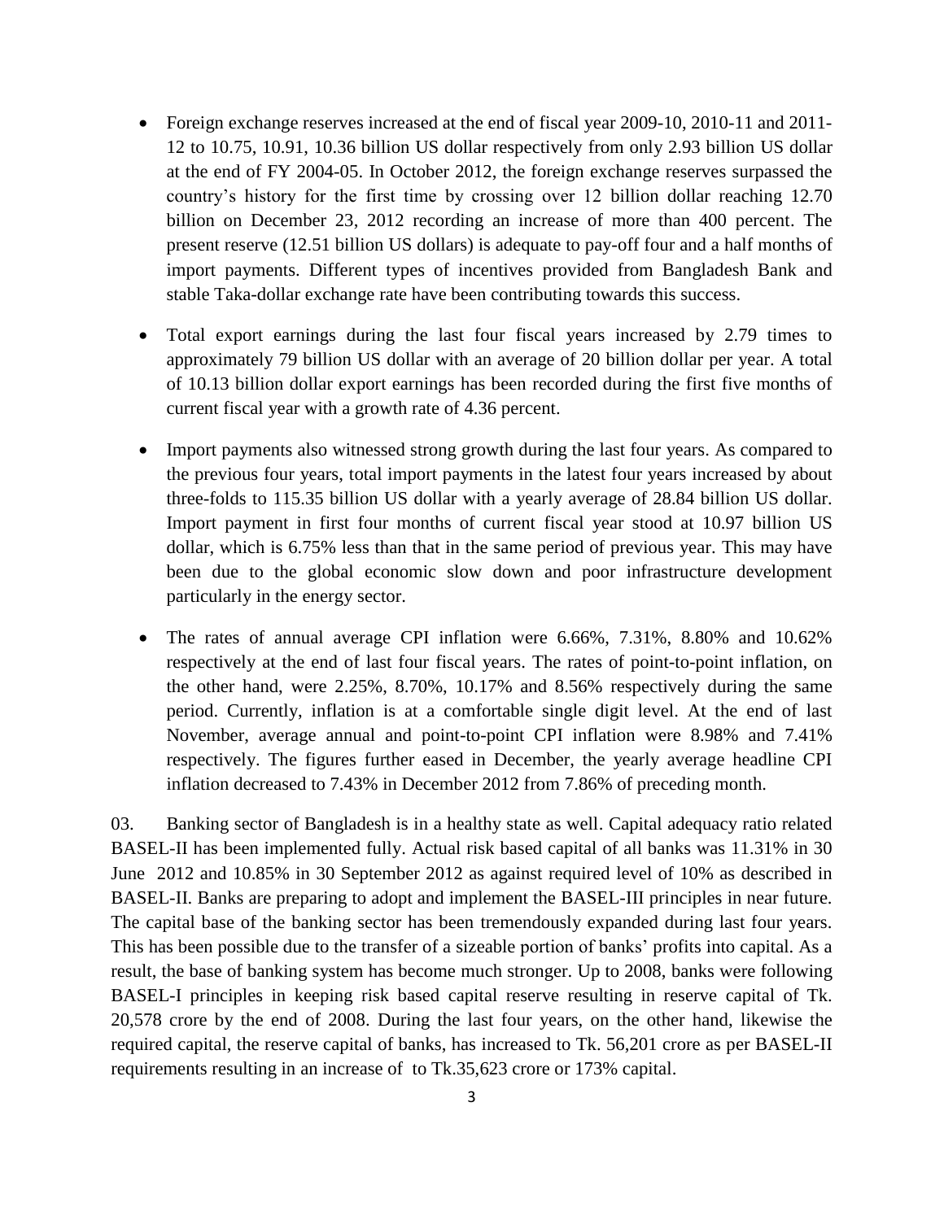- Foreign exchange reserves increased at the end of fiscal year 2009-10, 2010-11 and 2011-12 to 10.75, 10.91, 10.36 billion US dollar respectively from only 2.93 billion US dollar at the end of FY 2004-05. In October 2012, the foreign exchange reserves surpassed the country's history for the first time by crossing over 12 billion dollar reaching 12.70 billion on December 23, 2012 recording an increase of more than 400 percent. The present reserve (12.51 billion US dollars) is adequate to pay-off four and a half months of import payments. Different types of incentives provided from Bangladesh Bank and stable Taka-dollar exchange rate have been contributing towards this success.

- Total export earnings during the last four fiscal years increased by 2.79 times to approximately 79 billion US dollar with an average of 20 billion dollar per year. A total of 10.13 billion dollar export earnings has been recorded during the first five months of current fiscal year with a growth rate of 4.36 percent.

- Import payments also witnessed strong growth during the last four years. As compared to the previous four years, total import payments in the latest four years increased by about three-folds to 115.35 billion US dollar with a yearly average of 28.84 billion US dollar. Import payment in first four months of current fiscal year stood at 10.97 billion US dollar, which is 6.75% less than that in the same period of previous year. This may have been due to the global economic slow down and poor infrastructure development particularly in the energy sector.

- The rates of annual average CPI inflation were 6.66%, 7.31%, 8.80% and 10.62% respectively at the end of last four fiscal years. The rates of point-to-point inflation, on the other hand, were 2.25%, 8.70%, 10.17% and 8.56% respectively during the same period. Currently, inflation is at a comfortable single digit level. At the end of last November, average annual and point-to-point CPI inflation were 8.98% and 7.41% respectively. The figures further eased in December, the yearly average headline CPI inflation decreased to 7.43% in December 2012 from 7.86% of preceding month.

03. Banking sector of Bangladesh is in a healthy state as well. Capital adequacy ratio related BASEL-II has been implemented fully. Actual risk based capital of all banks was 11.31% in 30 June 2012 and 10.85% in 30 September 2012 as against required level of 10% as described in BASEL-II. Banks are preparing to adopt and implement the BASEL-III principles in near future. The capital base of the banking sector has been tremendously expanded during last four years. This has been possible due to the transfer of a sizeable portion of banks' profits into capital. As a result, the base of banking system has become much stronger. Up to 2008, banks were following BASEL-I principles in keeping risk based capital reserve resulting in reserve capital of Tk. 20,578 crore by the end of 2008. During the last four years, on the other hand, likewise the required capital, the reserve capital of banks, has increased to Tk. 56,201 crore as per BASEL-II requirements resulting in an increase of to Tk.35,623 crore or 173% capital.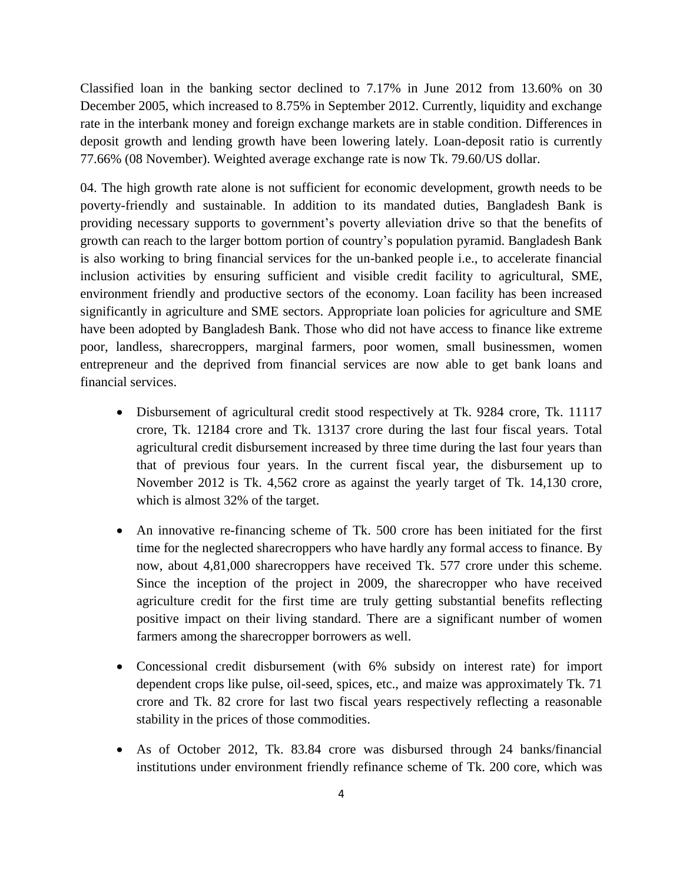Classified loan in the banking sector declined to 7.17% in June 2012 from 13.60% on 30 December 2005, which increased to 8.75% in September 2012. Currently, liquidity and exchange rate in the interbank money and foreign exchange markets are in stable condition. Differences in deposit growth and lending growth have been lowering lately. Loan-deposit ratio is currently 77.66% (08 November). Weighted average exchange rate is now Tk. 79.60/US dollar.

04. The high growth rate alone is not sufficient for economic development, growth needs to be poverty-friendly and sustainable. In addition to its mandated duties, Bangladesh Bank is providing necessary supports to government's poverty alleviation drive so that the benefits of growth can reach to the larger bottom portion of country's population pyramid. Bangladesh Bank is also working to bring financial services for the un-banked people i.e., to accelerate financial inclusion activities by ensuring sufficient and visible credit facility to agricultural, SME, environment friendly and productive sectors of the economy. Loan facility has been increased significantly in agriculture and SME sectors. Appropriate loan policies for agriculture and SME have been adopted by Bangladesh Bank. Those who did not have access to finance like extreme poor, landless, sharecroppers, marginal farmers, poor women, small businessmen, women entrepreneur and the deprived from financial services are now able to get bank loans and financial services.

- Disbursement of agricultural credit stood respectively at Tk. 9284 crore, Tk. 11117 crore, Tk. 12184 crore and Tk. 13137 crore during the last four fiscal years. Total agricultural credit disbursement increased by three time during the last four years than that of previous four years. In the current fiscal year, the disbursement up to November 2012 is Tk. 4,562 crore as against the yearly target of Tk. 14,130 crore, which is almost 32% of the target.

- An innovative re-financing scheme of Tk. 500 crore has been initiated for the first time for the neglected sharecroppers who have hardly any formal access to finance. By now, about 4,81,000 sharecroppers have received Tk. 577 crore under this scheme. Since the inception of the project in 2009, the sharecropper who have received agriculture credit for the first time are truly getting substantial benefits reflecting positive impact on their living standard. There are a significant number of women farmers among the sharecropper borrowers as well.

- Concessional credit disbursement (with 6% subsidy on interest rate) for import dependent crops like pulse, oil-seed, spices, etc., and maize was approximately Tk. 71 crore and Tk. 82 crore for last two fiscal years respectively reflecting a reasonable stability in the prices of those commodities.

- As of October 2012, Tk. 83.84 crore was disbursed through 24 banks/financial institutions under environment friendly refinance scheme of Tk. 200 core, which was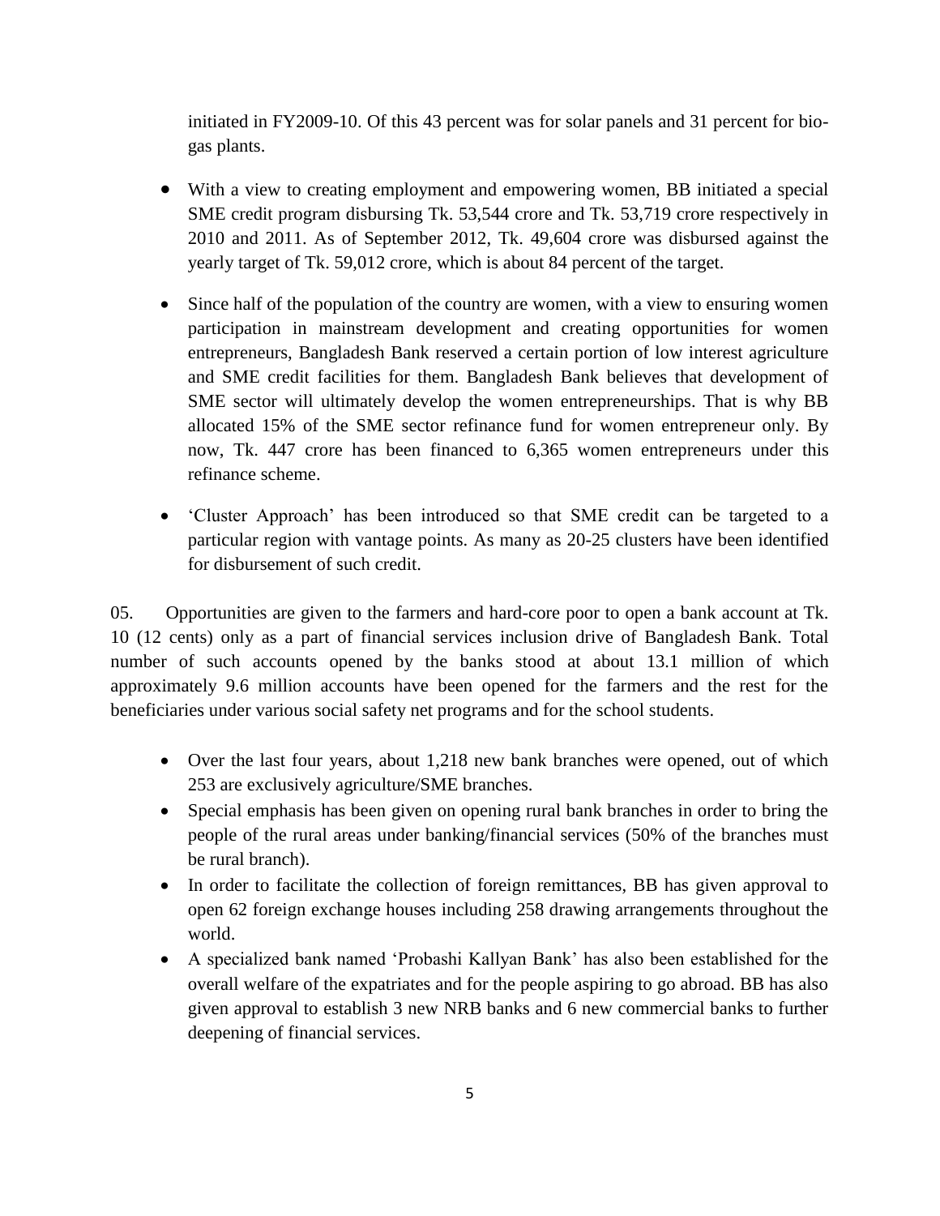initiated in FY2009-10. Of this 43 percent was for solar panels and 31 percent for bio-gas plants.

- With a view to creating employment and empowering women, BB initiated a special SME credit program disbursing Tk. 53,544 crore and Tk. 53,719 crore respectively in 2010 and 2011. As of September 2012, Tk. 49,604 crore was disbursed against the yearly target of Tk. 59,012 crore, which is about 84 percent of the target.

- Since half of the population of the country are women, with a view to ensuring women participation in mainstream development and creating opportunities for women entrepreneurs, Bangladesh Bank reserved a certain portion of low interest agriculture and SME credit facilities for them. Bangladesh Bank believes that development of SME sector will ultimately develop the women entrepreneurships. That is why BB allocated 15% of the SME sector refinance fund for women entrepreneur only. By now, Tk. 447 crore has been financed to 6,365 women entrepreneurs under this refinance scheme.

- 'Cluster Approach' has been introduced so that SME credit can be targeted to a particular region with vantage points. As many as 20-25 clusters have been identified for disbursement of such credit.

05. Opportunities are given to the farmers and hard-core poor to open a bank account at Tk. 10 (12 cents) only as a part of financial services inclusion drive of Bangladesh Bank. Total number of such accounts opened by the banks stood at about 13.1 million of which approximately 9.6 million accounts have been opened for the farmers and the rest for the beneficiaries under various social safety net programs and for the school students.

- Over the last four years, about 1,218 new bank branches were opened, out of which 253 are exclusively agriculture/SME branches.
- Special emphasis has been given on opening rural bank branches in order to bring the people of the rural areas under banking/financial services (50% of the branches must be rural branch).
- In order to facilitate the collection of foreign remittances, BB has given approval to open 62 foreign exchange houses including 258 drawing arrangements throughout the world.
- A specialized bank named 'Probashi Kallyan Bank' has also been established for the overall welfare of the expatriates and for the people aspiring to go abroad. BB has also given approval to establish 3 new NRB banks and 6 new commercial banks to further deepening of financial services.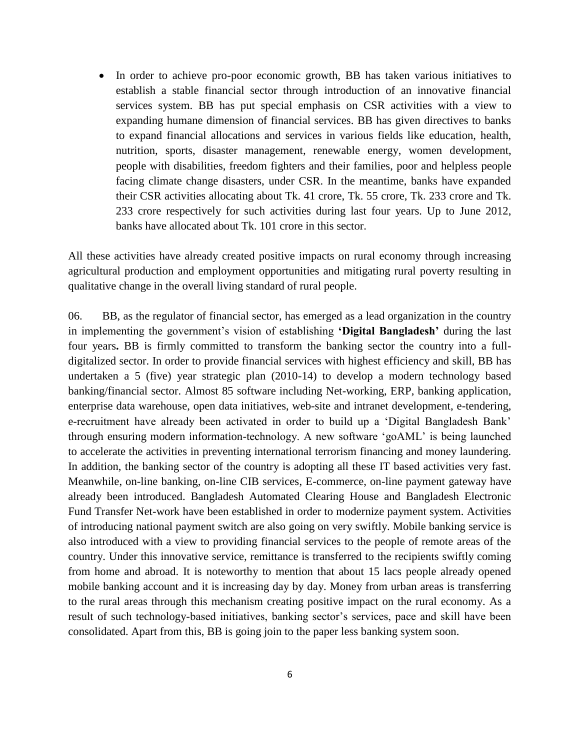- In order to achieve pro-poor economic growth, BB has taken various initiatives to establish a stable financial sector through introduction of an innovative financial services system. BB has put special emphasis on CSR activities with a view to expanding humane dimension of financial services. BB has given directives to banks to expand financial allocations and services in various fields like education, health, nutrition, sports, disaster management, renewable energy, women development, people with disabilities, freedom fighters and their families, poor and helpless people facing climate change disasters, under CSR. In the meantime, banks have expanded their CSR activities allocating about Tk. 41 crore, Tk. 55 crore, Tk. 233 crore and Tk. 233 crore respectively for such activities during last four years. Up to June 2012, banks have allocated about Tk. 101 crore in this sector.

All these activities have already created positive impacts on rural economy through increasing agricultural production and employment opportunities and mitigating rural poverty resulting in qualitative change in the overall living standard of rural people.

06. BB, as the regulator of financial sector, has emerged as a lead organization in the country in implementing the government's vision of establishing **'Digital Bangladesh'** during the last four years**.** BB is firmly committed to transform the banking sector the country into a full-digitalized sector. In order to provide financial services with highest efficiency and skill, BB has undertaken a 5 (five) year strategic plan (2010-14) to develop a modern technology based banking/financial sector. Almost 85 software including Net-working, ERP, banking application, enterprise data warehouse, open data initiatives, web-site and intranet development, e-tendering, e-recruitment have already been activated in order to build up a 'Digital Bangladesh Bank' through ensuring modern information-technology. A new software 'goAML' is being launched to accelerate the activities in preventing international terrorism financing and money laundering. In addition, the banking sector of the country is adopting all these IT based activities very fast. Meanwhile, on-line banking, on-line CIB services, E-commerce, on-line payment gateway have already been introduced. Bangladesh Automated Clearing House and Bangladesh Electronic Fund Transfer Net-work have been established in order to modernize payment system. Activities of introducing national payment switch are also going on very swiftly. Mobile banking service is also introduced with a view to providing financial services to the people of remote areas of the country. Under this innovative service, remittance is transferred to the recipients swiftly coming from home and abroad. It is noteworthy to mention that about 15 lacs people already opened mobile banking account and it is increasing day by day. Money from urban areas is transferring to the rural areas through this mechanism creating positive impact on the rural economy. As a result of such technology-based initiatives, banking sector's services, pace and skill have been consolidated. Apart from this, BB is going join to the paper less banking system soon.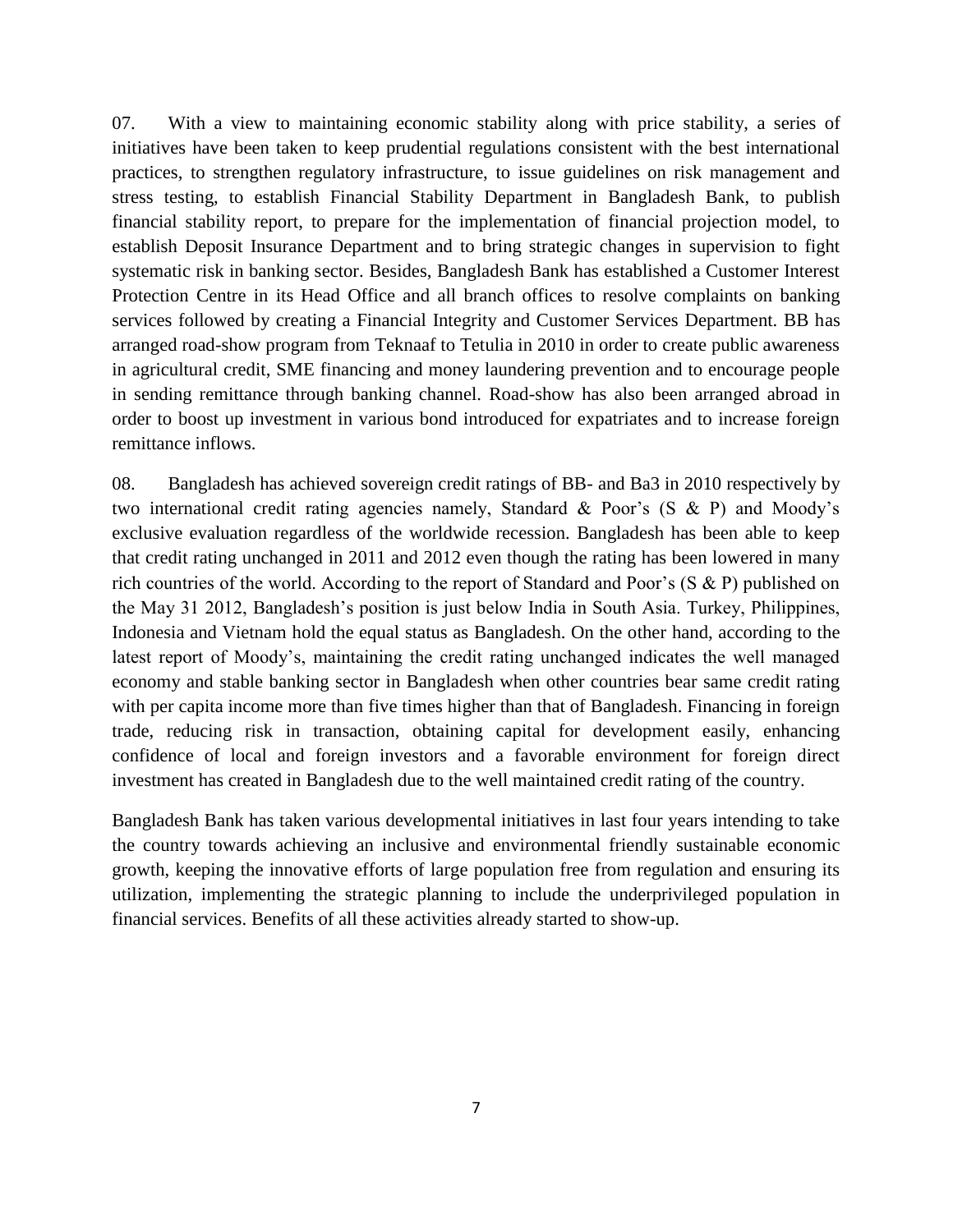07. With a view to maintaining economic stability along with price stability, a series of initiatives have been taken to keep prudential regulations consistent with the best international practices, to strengthen regulatory infrastructure, to issue guidelines on risk management and stress testing, to establish Financial Stability Department in Bangladesh Bank, to publish financial stability report, to prepare for the implementation of financial projection model, to establish Deposit Insurance Department and to bring strategic changes in supervision to fight systematic risk in banking sector. Besides, Bangladesh Bank has established a Customer Interest Protection Centre in its Head Office and all branch offices to resolve complaints on banking services followed by creating a Financial Integrity and Customer Services Department. BB has arranged road-show program from Teknaaf to Tetulia in 2010 in order to create public awareness in agricultural credit, SME financing and money laundering prevention and to encourage people in sending remittance through banking channel. Road-show has also been arranged abroad in order to boost up investment in various bond introduced for expatriates and to increase foreign remittance inflows.

08. Bangladesh has achieved sovereign credit ratings of BB- and Ba3 in 2010 respectively by two international credit rating agencies namely, Standard & Poor's (S & P) and Moody's exclusive evaluation regardless of the worldwide recession. Bangladesh has been able to keep that credit rating unchanged in 2011 and 2012 even though the rating has been lowered in many rich countries of the world. According to the report of Standard and Poor's (S & P) published on the May 31 2012, Bangladesh's position is just below India in South Asia. Turkey, Philippines, Indonesia and Vietnam hold the equal status as Bangladesh. On the other hand, according to the latest report of Moody's, maintaining the credit rating unchanged indicates the well managed economy and stable banking sector in Bangladesh when other countries bear same credit rating with per capita income more than five times higher than that of Bangladesh. Financing in foreign trade, reducing risk in transaction, obtaining capital for development easily, enhancing confidence of local and foreign investors and a favorable environment for foreign direct investment has created in Bangladesh due to the well maintained credit rating of the country.

Bangladesh Bank has taken various developmental initiatives in last four years intending to take the country towards achieving an inclusive and environmental friendly sustainable economic growth, keeping the innovative efforts of large population free from regulation and ensuring its utilization, implementing the strategic planning to include the underprivileged population in financial services. Benefits of all these activities already started to show-up.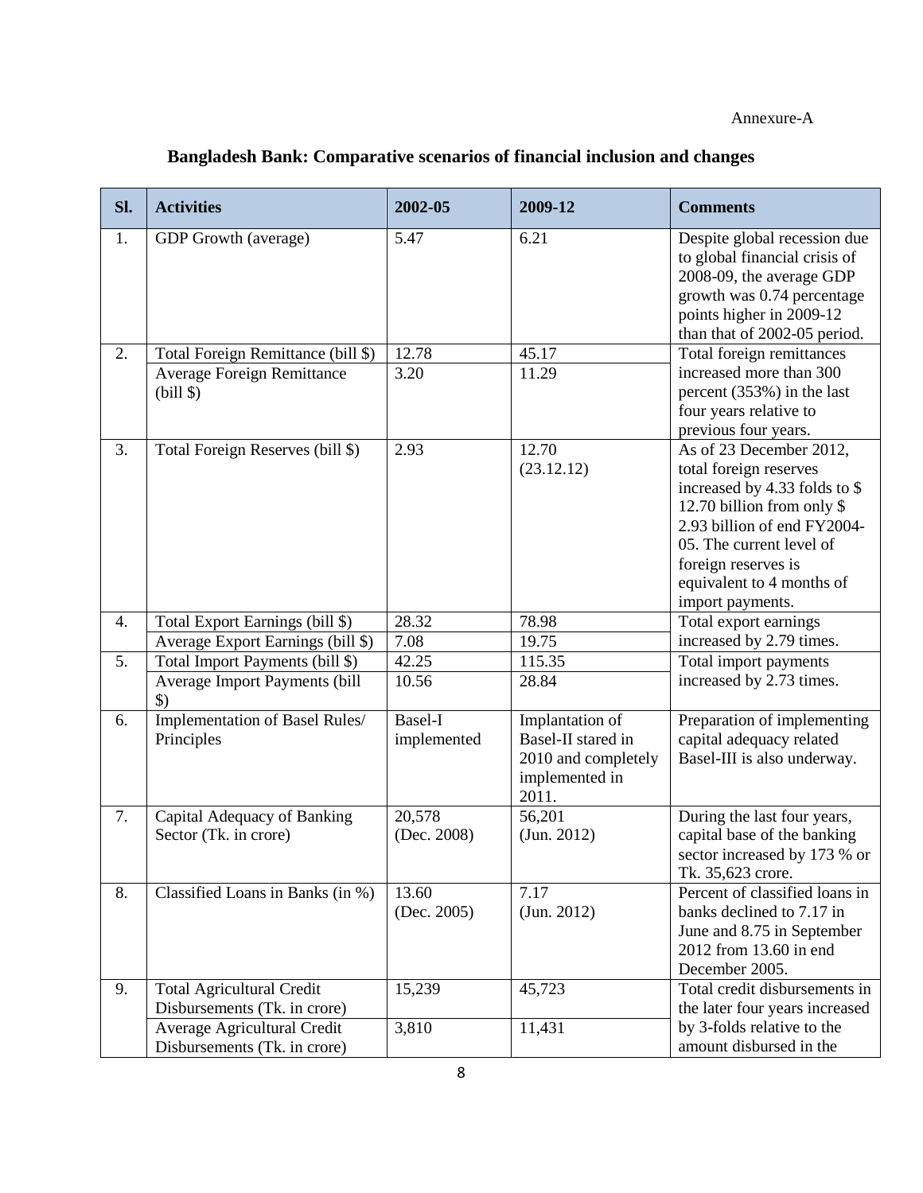Annexure-A

## Bangladesh Bank: Comparative scenarios of financial inclusion and changes

| Sl. | Activities | 2002-05 | 2009-12 | Comments |
|---|---|---|---|---|
| 1. | GDP Growth (average) | 5.47 | 6.21 | Despite global recession due to global financial crisis of 2008-09, the average GDP growth was 0.74 percentage points higher in 2009-12 than that of 2002-05 period. |
| 2. | Total Foreign Remittance (bill $) | 12.78 | 45.17 | Total foreign remittances increased more than 300 percent (353%) in the last four years relative to previous four years. |
| | Average Foreign Remittance (bill $) | 3.20 | 11.29 | |
| 3. | Total Foreign Reserves (bill $) | 2.93 | 12.70 (23.12.12) | As of 23 December 2012, total foreign reserves increased by 4.33 folds to $ 12.70 billion from only $ 2.93 billion of end FY2004-05. The current level of foreign reserves is equivalent to 4 months of import payments. |
| 4. | Total Export Earnings (bill $) | 28.32 | 78.98 | Total export earnings increased by 2.79 times. |
| | Average Export Earnings (bill $) | 7.08 | 19.75 | |
| 5. | Total Import Payments (bill $) | 42.25 | 115.35 | Total import payments increased by 2.73 times. |
| | Average Import Payments (bill $) | 10.56 | 28.84 | |
| 6. | Implementation of Basel Rules/ Principles | Basel-I implemented | Implantation of Basel-II stared in 2010 and completely implemented in 2011. | Preparation of implementing capital adequacy related Basel-III is also underway. |
| 7. | Capital Adequacy of Banking Sector (Tk. in crore) | 20,578 (Dec. 2008) | 56,201 (Jun. 2012) | During the last four years, capital base of the banking sector increased by 173 % or Tk. 35,623 crore. |
| 8. | Classified Loans in Banks (in %) | 13.60 (Dec. 2005) | 7.17 (Jun. 2012) | Percent of classified loans in banks declined to 7.17 in June and 8.75 in September 2012 from 13.60 in end December 2005. |
| 9. | Total Agricultural Credit Disbursements (Tk. in crore) | 15,239 | 45,723 | Total credit disbursements in the later four years increased by 3-folds relative to the amount disbursed in the |
| | Average Agricultural Credit Disbursements (Tk. in crore) | 3,810 | 11,431 | |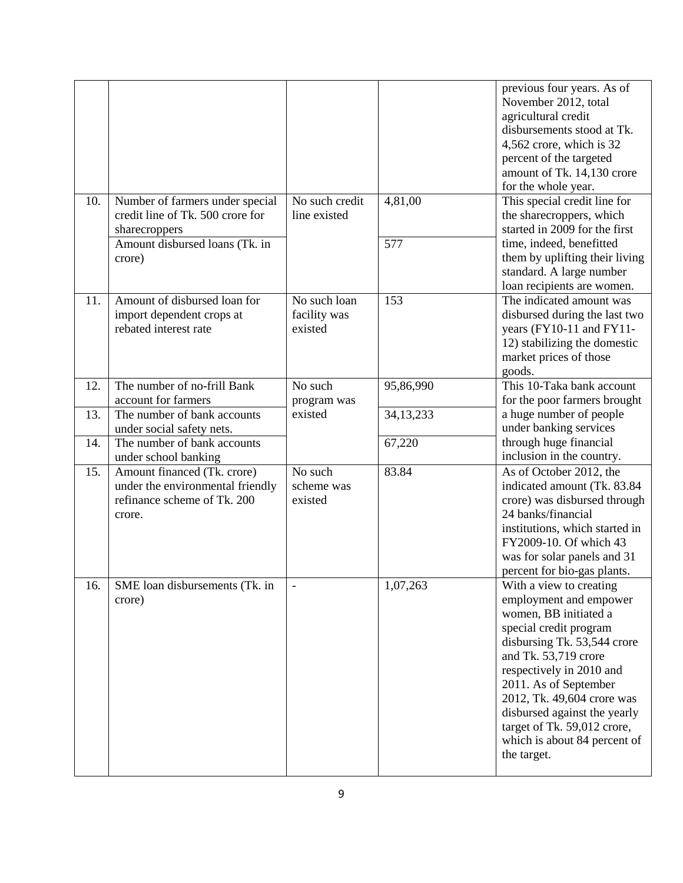| | | | | previous four years. As of November 2012, total agricultural credit disbursements stood at Tk. 4,562 crore, which is 32 percent of the targeted amount of Tk. 14,130 crore for the whole year. |
|---|---|---|---|---|
| 10. | Number of farmers under special credit line of Tk. 500 crore for sharecroppers | No such credit line existed | 4,81,00 | This special credit line for the sharecroppers, which started in 2009 for the first time, indeed, benefitted them by uplifting their living standard. A large number loan recipients are women. |
| | Amount disbursed loans (Tk. in crore) | | 577 | |
| 11. | Amount of disbursed loan for import dependent crops at rebated interest rate | No such loan facility was existed | 153 | The indicated amount was disbursed during the last two years (FY10-11 and FY11-12) stabilizing the domestic market prices of those goods. |
| 12. | The number of no-frill Bank account for farmers | No such program was existed | 95,86,990 | This 10-Taka bank account for the poor farmers brought a huge number of people under banking services through huge financial inclusion in the country. |
| 13. | The number of bank accounts under social safety nets. | | 34,13,233 | |
| 14. | The number of bank accounts under school banking | | 67,220 | |
| 15. | Amount financed (Tk. crore) under the environmental friendly refinance scheme of Tk. 200 crore. | No such scheme was existed | 83.84 | As of October 2012, the indicated amount (Tk. 83.84 crore) was disbursed through 24 banks/financial institutions, which started in FY2009-10. Of which 43 was for solar panels and 31 percent for bio-gas plants. |
| 16. | SME loan disbursements (Tk. in crore) | - | 1,07,263 | With a view to creating employment and empower women, BB initiated a special credit program disbursing Tk. 53,544 crore and Tk. 53,719 crore respectively in 2010 and 2011. As of September 2012, Tk. 49,604 crore was disbursed against the yearly target of Tk. 59,012 crore, which is about 84 percent of the target. |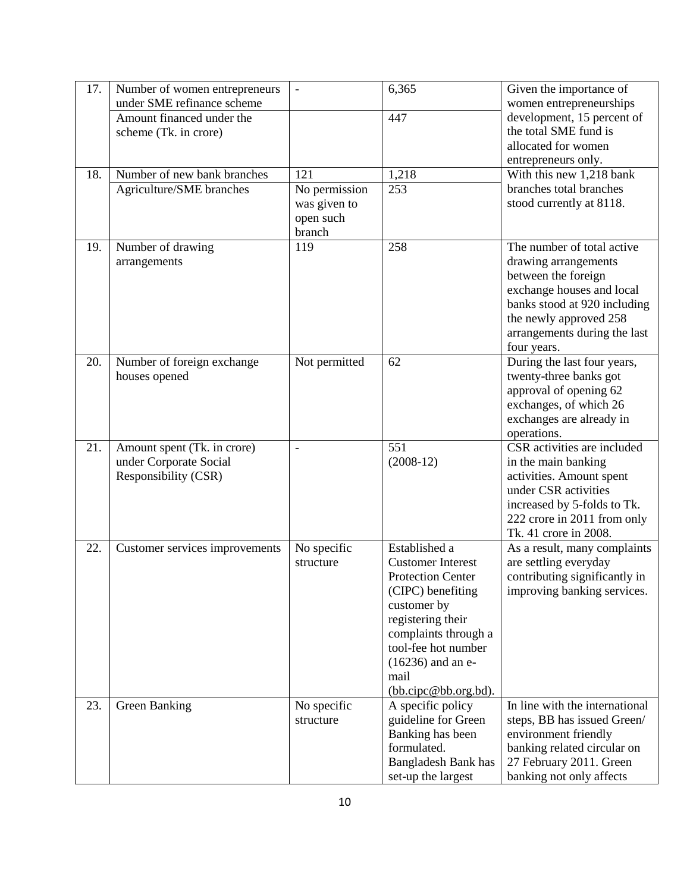| | | | | |
|---|---|---|---|---|
| 17. | Number of women entrepreneurs under SME refinance scheme | - | 6,365 | Given the importance of women entrepreneurships development, 15 percent of the total SME fund is allocated for women entrepreneurs only. |
| | Amount financed under the scheme (Tk. in crore) | | 447 | |
| 18. | Number of new bank branches | 121 | 1,218 | With this new 1,218 bank branches total branches stood currently at 8118. |
| | Agriculture/SME branches | No permission was given to open such branch | 253 | |
| 19. | Number of drawing arrangements | 119 | 258 | The number of total active drawing arrangements between the foreign exchange houses and local banks stood at 920 including the newly approved 258 arrangements during the last four years. |
| 20. | Number of foreign exchange houses opened | Not permitted | 62 | During the last four years, twenty-three banks got approval of opening 62 exchanges, of which 26 exchanges are already in operations. |
| 21. | Amount spent (Tk. in crore) under Corporate Social Responsibility (CSR) | - | 551 (2008-12) | CSR activities are included in the main banking activities. Amount spent under CSR activities increased by 5-folds to Tk. 222 crore in 2011 from only Tk. 41 crore in 2008. |
| 22. | Customer services improvements | No specific structure | Established a Customer Interest Protection Center (CIPC) benefiting customer by registering their complaints through a tool-fee hot number (16236) and an e-mail (bb.cipc@bb.org.bd). | As a result, many complaints are settling everyday contributing significantly in improving banking services. |
| 23. | Green Banking | No specific structure | A specific policy guideline for Green Banking has been formulated. Bangladesh Bank has set-up the largest | In line with the international steps, BB has issued Green/ environment friendly banking related circular on 27 February 2011. Green banking not only affects |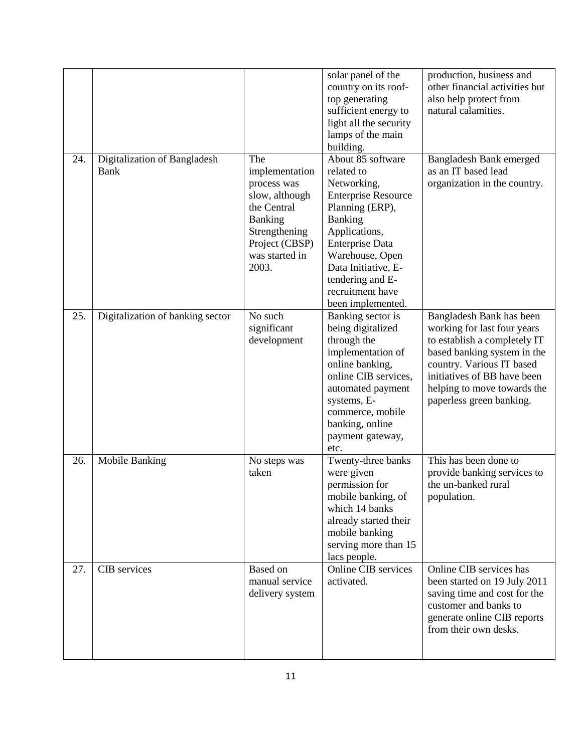|  |  |  |  |  |
|---|---|---|---|---|
|  |  |  | solar panel of the country on its roof-top generating sufficient energy to light all the security lamps of the main building. | production, business and other financial activities but also help protect from natural calamities. |
| 24. | Digitalization of Bangladesh Bank | The implementation process was slow, although the Central Banking Strengthening Project (CBSP) was started in 2003. | About 85 software related to Networking, Enterprise Resource Planning (ERP), Banking Applications, Enterprise Data Warehouse, Open Data Initiative, E-tendering and E-recruitment have been implemented. | Bangladesh Bank emerged as an IT based lead organization in the country. |
| 25. | Digitalization of banking sector | No such significant development | Banking sector is being digitalized through the implementation of online banking, online CIB services, automated payment systems, E-commerce, mobile banking, online payment gateway, etc. | Bangladesh Bank has been working for last four years to establish a completely IT based banking system in the country. Various IT based initiatives of BB have been helping to move towards the paperless green banking. |
| 26. | Mobile Banking | No steps was taken | Twenty-three banks were given permission for mobile banking, of which 14 banks already started their mobile banking serving more than 15 lacs people. | This has been done to provide banking services to the un-banked rural population. |
| 27. | CIB services | Based on manual service delivery system | Online CIB services activated. | Online CIB services has been started on 19 July 2011 saving time and cost for the customer and banks to generate online CIB reports from their own desks. |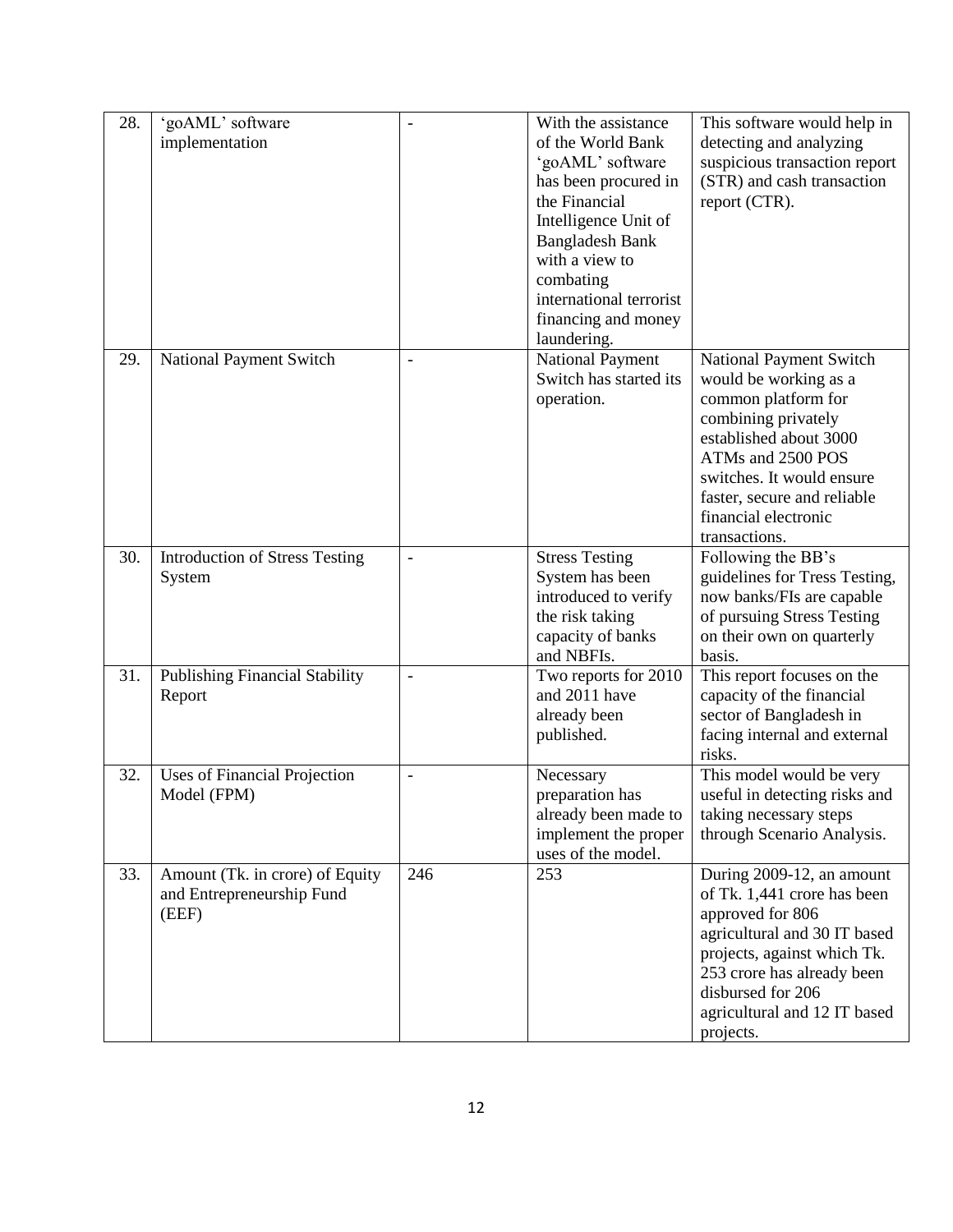| 28. | 'goAML' software implementation | - | With the assistance of the World Bank 'goAML' software has been procured in the Financial Intelligence Unit of Bangladesh Bank with a view to combating international terrorist financing and money laundering. | This software would help in detecting and analyzing suspicious transaction report (STR) and cash transaction report (CTR). |
|---|---|---|---|---|
| 29. | National Payment Switch | - | National Payment Switch has started its operation. | National Payment Switch would be working as a common platform for combining privately established about 3000 ATMs and 2500 POS switches. It would ensure faster, secure and reliable financial electronic transactions. |
| 30. | Introduction of Stress Testing System | - | Stress Testing System has been introduced to verify the risk taking capacity of banks and NBFIs. | Following the BB's guidelines for Tress Testing, now banks/FIs are capable of pursuing Stress Testing on their own on quarterly basis. |
| 31. | Publishing Financial Stability Report | - | Two reports for 2010 and 2011 have already been published. | This report focuses on the capacity of the financial sector of Bangladesh in facing internal and external risks. |
| 32. | Uses of Financial Projection Model (FPM) | - | Necessary preparation has already been made to implement the proper uses of the model. | This model would be very useful in detecting risks and taking necessary steps through Scenario Analysis. |
| 33. | Amount (Tk. in crore) of Equity and Entrepreneurship Fund (EEF) | 246 | 253 | During 2009-12, an amount of Tk. 1,441 crore has been approved for 806 agricultural and 30 IT based projects, against which Tk. 253 crore has already been disbursed for 206 agricultural and 12 IT based projects. |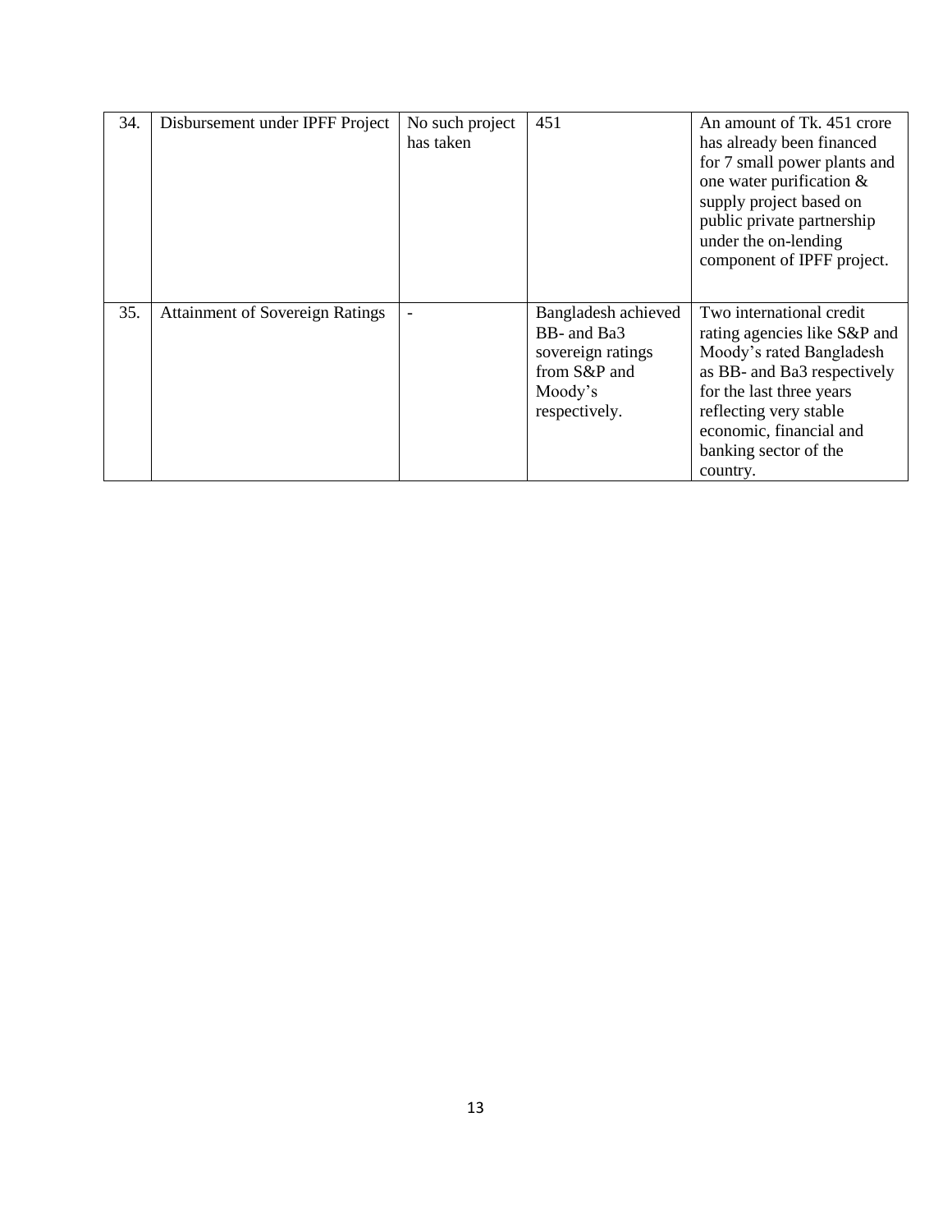| | | | | |
|---|---|---|---|---|
| 34. | Disbursement under IPFF Project | No such project has taken | 451 | An amount of Tk. 451 crore has already been financed for 7 small power plants and one water purification & supply project based on public private partnership under the on-lending component of IPFF project. |
| 35. | Attainment of Sovereign Ratings | - | Bangladesh achieved BB- and Ba3 sovereign ratings from S&P and Moody's respectively. | Two international credit rating agencies like S&P and Moody's rated Bangladesh as BB- and Ba3 respectively for the last three years reflecting very stable economic, financial and banking sector of the country. |